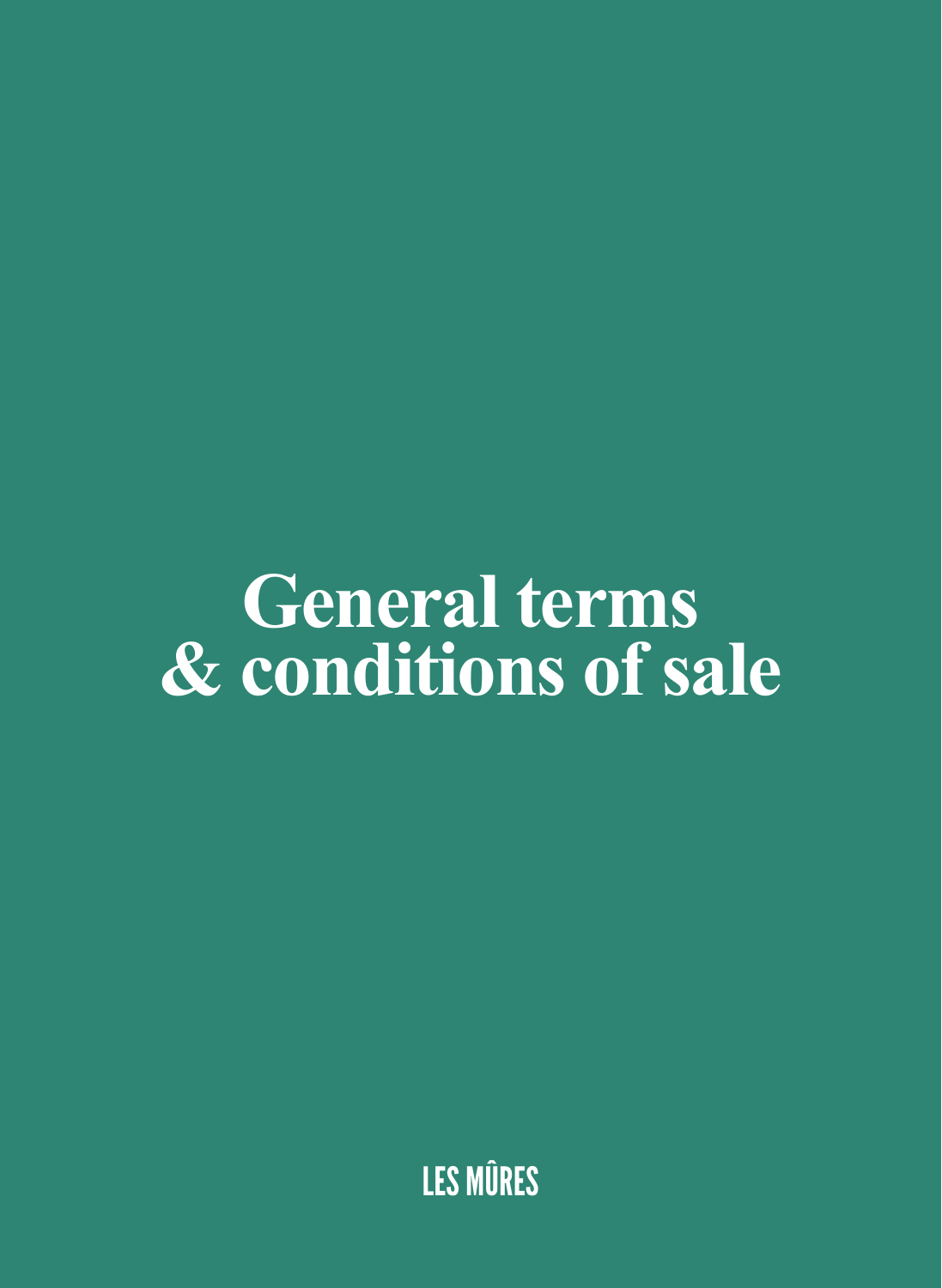# General terms & conditions of sale

LES MÛRES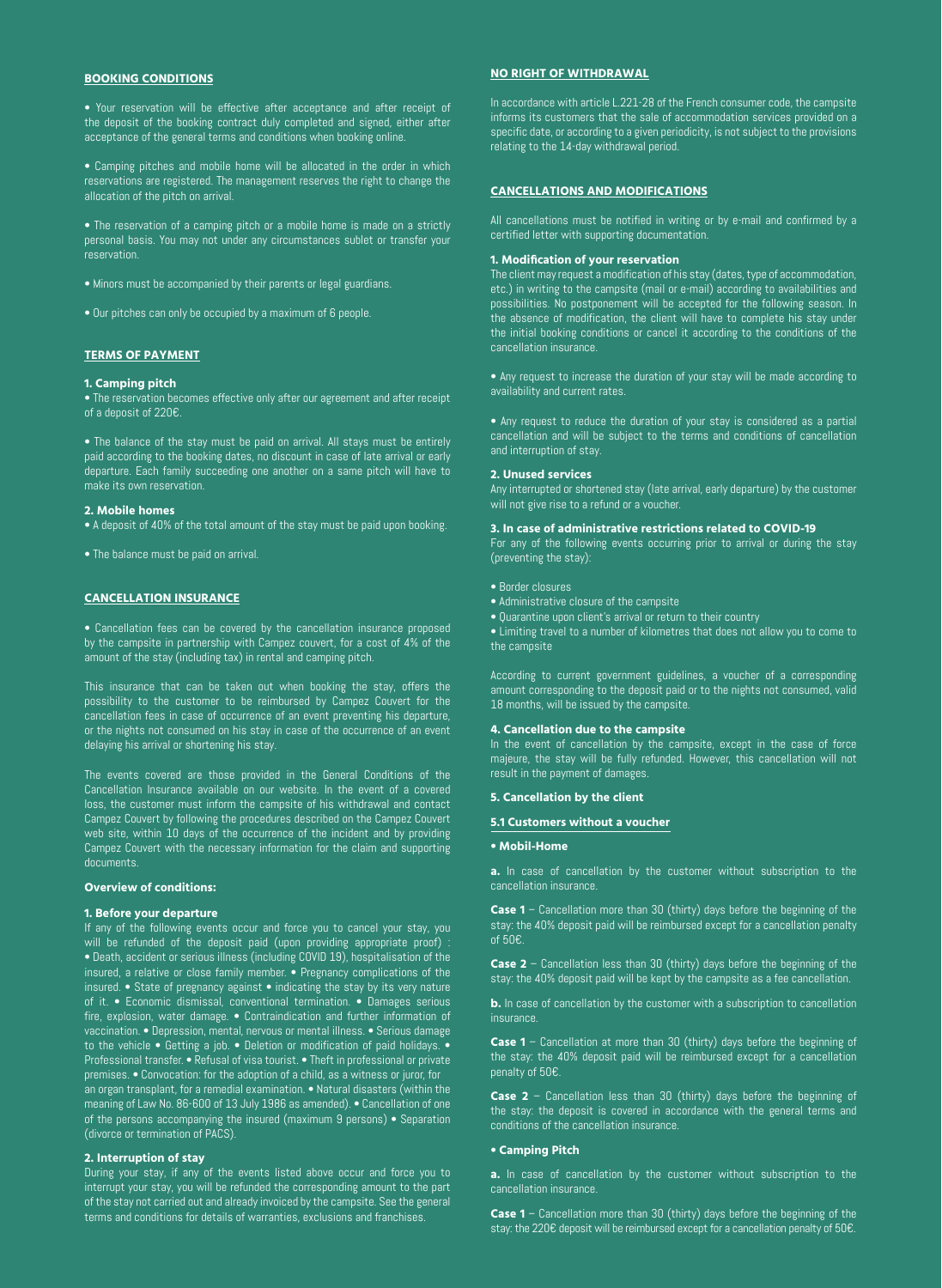## BOOKING CONDITIONS

• Your reservation will be effective after acceptance and after receipt of the deposit of the booking contract duly completed and signed, either after acceptance of the general terms and conditions when booking online.

• Camping pitches and mobile home will be allocated in the order in which reservations are registered. The management reserves the right to change the allocation of the pitch on arrival.

• The reservation of a camping pitch or a mobile home is made on a strictly personal basis. You may not under any circumstances sublet or transfer your reservation.

• Minors must be accompanied by their parents or legal guardians.

• Our pitches can only be occupied by a maximum of 6 people.

## TERMS OF PAYMENT

### 1. Camping pitch

• The reservation becomes effective only after our agreement and after receipt of a deposit of 220€.

• The balance of the stay must be paid on arrival. All stays must be entirely paid according to the booking dates, no discount in case of late arrival or early departure. Each family succeeding one another on a same pitch will have to make its own reservation.

### 2. Mobile homes

• A deposit of 40% of the total amount of the stay must be paid upon booking.

• The balance must be paid on arrival.

## CANCELLATION INSURANCE

• Cancellation fees can be covered by the cancellation insurance proposed by the campsite in partnership with Campez couvert, for a cost of 4% of the amount of the stay (including tax) in rental and camping pitch.

This insurance that can be taken out when booking the stay, offers the possibility to the customer to be reimbursed by Campez Couvert for the cancellation fees in case of occurrence of an event preventing his departure, or the nights not consumed on his stay in case of the occurrence of an event delaying his arrival or shortening his stay.

The events covered are those provided in the General Conditions of the Cancellation Insurance available on our website. In the event of a covered loss, the customer must inform the campsite of his withdrawal and contact Campez Couvert by following the procedures described on the Campez Couvert web site, within 10 days of the occurrence of the incident and by providing Campez Couvert with the necessary information for the claim and supporting documents.

### Overview of conditions:

### 1. Before your departure

If any of the following events occur and force you to cancel your stay, you will be refunded of the deposit paid (upon providing appropriate proof) : • Death, accident or serious illness (including COVID 19), hospitalisation of the insured, a relative or close family member. • Pregnancy complications of the insured. • State of pregnancy against • indicating the stay by its very nature of it. • Economic dismissal, conventional termination. • Damages serious fire, explosion, water damage. • Contraindication and further information of vaccination. • Depression, mental, nervous or mental illness. • Serious damage to the vehicle • Getting a job. • Deletion or modification of paid holidays. • Professional transfer. • Refusal of visa tourist. • Theft in professional or private premises. • Convocation: for the adoption of a child, as a witness or juror, for an organ transplant, for a remedial examination. • Natural disasters (within the meaning of Law No. 86-600 of 13 July 1986 as amended). • Cancellation of one of the persons accompanying the insured (maximum 9 persons) • Separation (divorce or termination of PACS).

### 2. Interruption of stay

During your stay, if any of the events listed above occur and force you to interrupt your stay, you will be refunded the corresponding amount to the part of the stay not carried out and already invoiced by the campsite. See the general terms and conditions for details of warranties, exclusions and franchises.

## NO RIGHT OF WITHDRAWAL

In accordance with article L.221-28 of the French consumer code, the campsite informs its customers that the sale of accommodation services provided on a specific date, or according to a given periodicity, is not subject to the provisions relating to the 14-day withdrawal period.

## CANCELLATIONS AND MODIFICATIONS

All cancellations must be notified in writing or by e-mail and confirmed by a certified letter with supporting documentation.

### 1. Modification of your reservation

The client may request a modification of his stay (dates, type of accommodation, etc.) in writing to the campsite (mail or e-mail) according to availabilities and possibilities. No postponement will be accepted for the following season. In the absence of modification, the client will have to complete his stay under the initial booking conditions or cancel it according to the conditions of the cancellation insurance.

• Any request to increase the duration of your stay will be made according to availability and current rates.

• Any request to reduce the duration of your stay is considered as a partial cancellation and will be subject to the terms and conditions of cancellation and interruption of stay.

### 2. Unused services

Any interrupted or shortened stay (late arrival, early departure) by the customer will not give rise to a refund or a voucher.

### 3. In case of administrative restrictions related to COVID-19

For any of the following events occurring prior to arrival or during the stay (preventing the stay):

• Border closures
• Administrative closure of the campsite
• Quarantine upon client's arrival or return to their country
• Limiting travel to a number of kilometres that does not allow you to come to the campsite

According to current government guidelines, a voucher of a corresponding amount corresponding to the deposit paid or to the nights not consumed, valid 18 months, will be issued by the campsite.

### 4. Cancellation due to the campsite

In the event of cancellation by the campsite, except in the case of force majeure, the stay will be fully refunded. However, this cancellation will not result in the payment of damages.

### 5. Cancellation by the client

#### 5.1 Customers without a voucher

**• Mobil-Home**

**a.** In case of cancellation by the customer without subscription to the cancellation insurance.

**Case 1** – Cancellation more than 30 (thirty) days before the beginning of the stay: the 40% deposit paid will be reimbursed except for a cancellation penalty of 50€.

**Case 2** – Cancellation less than 30 (thirty) days before the beginning of the stay: the 40% deposit paid will be kept by the campsite as a fee cancellation.

**b.** In case of cancellation by the customer with a subscription to cancellation insurance.

**Case 1** – Cancellation at more than 30 (thirty) days before the beginning of the stay: the 40% deposit paid will be reimbursed except for a cancellation penalty of 50€.

**Case 2** – Cancellation less than 30 (thirty) days before the beginning of the stay: the deposit is covered in accordance with the general terms and conditions of the cancellation insurance.

**• Camping Pitch**

**a.** In case of cancellation by the customer without subscription to the cancellation insurance.

**Case 1** – Cancellation more than 30 (thirty) days before the beginning of the stay: the 220€ deposit will be reimbursed except for a cancellation penalty of 50€.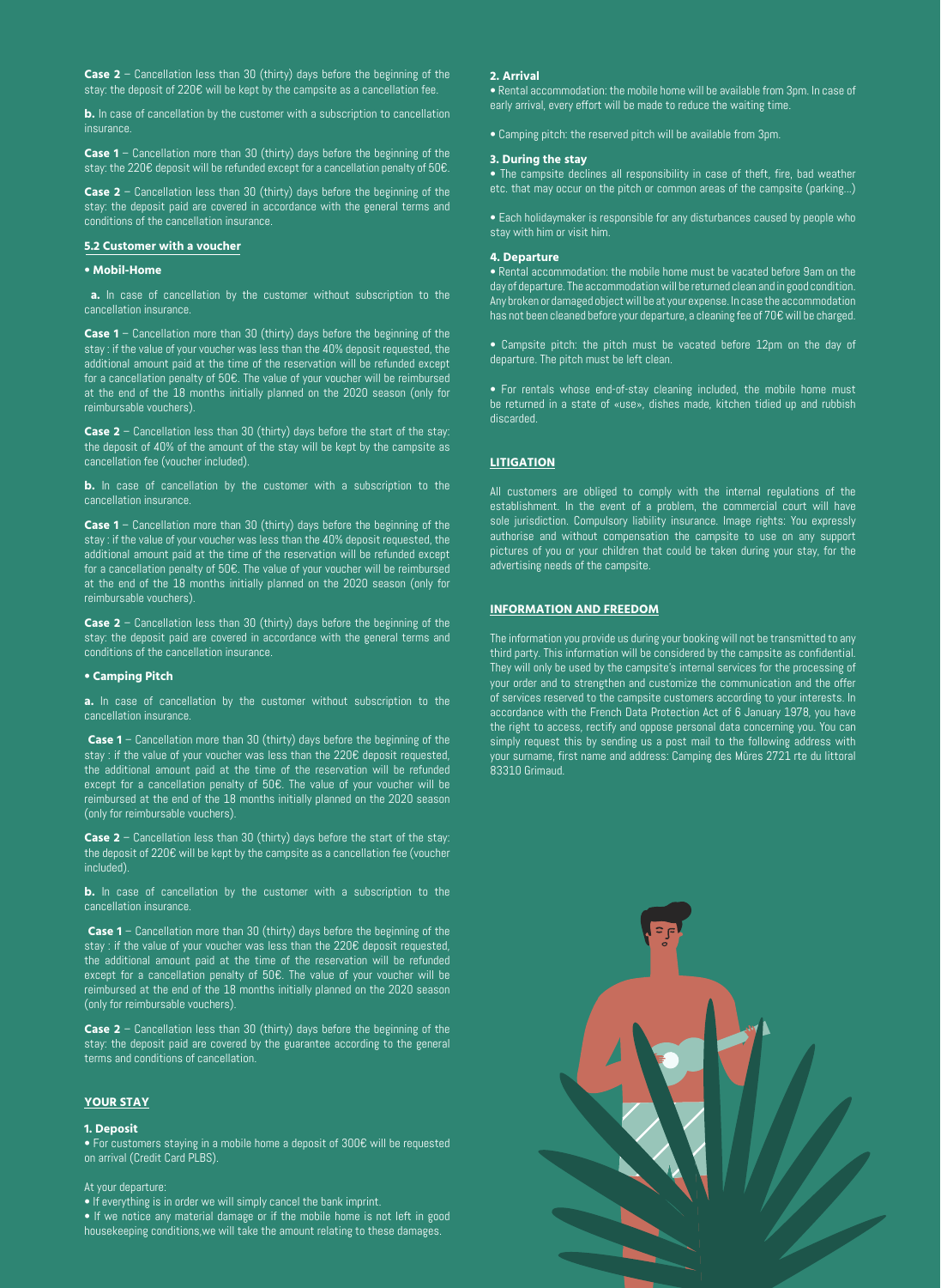**Case 2** – Cancellation less than 30 (thirty) days before the beginning of the stay: the deposit of 220€ will be kept by the campsite as a cancellation fee.

**b.** In case of cancellation by the customer with a subscription to cancellation insurance.

**Case 1** – Cancellation more than 30 (thirty) days before the beginning of the stay: the 220€ deposit will be refunded except for a cancellation penalty of 50€.

**Case 2** – Cancellation less than 30 (thirty) days before the beginning of the stay: the deposit paid are covered in accordance with the general terms and conditions of the cancellation insurance.

### 5.2 Customer with a voucher

**• Mobil-Home**

**a.** In case of cancellation by the customer without subscription to the cancellation insurance.

**Case 1** – Cancellation more than 30 (thirty) days before the beginning of the stay : if the value of your voucher was less than the 40% deposit requested, the additional amount paid at the time of the reservation will be refunded except for a cancellation penalty of 50€. The value of your voucher will be reimbursed at the end of the 18 months initially planned on the 2020 season (only for reimbursable vouchers).

**Case 2** – Cancellation less than 30 (thirty) days before the start of the stay: the deposit of 40% of the amount of the stay will be kept by the campsite as cancellation fee (voucher included).

**b.** In case of cancellation by the customer with a subscription to the cancellation insurance.

**Case 1** – Cancellation more than 30 (thirty) days before the beginning of the stay : if the value of your voucher was less than the 40% deposit requested, the additional amount paid at the time of the reservation will be refunded except for a cancellation penalty of 50€. The value of your voucher will be reimbursed at the end of the 18 months initially planned on the 2020 season (only for reimbursable vouchers).

**Case 2** – Cancellation less than 30 (thirty) days before the beginning of the stay: the deposit paid are covered in accordance with the general terms and conditions of the cancellation insurance.

**• Camping Pitch**

**a.** In case of cancellation by the customer without subscription to the cancellation insurance.

**Case 1** – Cancellation more than 30 (thirty) days before the beginning of the stay : if the value of your voucher was less than the 220€ deposit requested, the additional amount paid at the time of the reservation will be refunded except for a cancellation penalty of 50€. The value of your voucher will be reimbursed at the end of the 18 months initially planned on the 2020 season (only for reimbursable vouchers).

**Case 2** – Cancellation less than 30 (thirty) days before the start of the stay: the deposit of 220€ will be kept by the campsite as a cancellation fee (voucher included).

**b.** In case of cancellation by the customer with a subscription to the cancellation insurance.

**Case 1** – Cancellation more than 30 (thirty) days before the beginning of the stay : if the value of your voucher was less than the 220€ deposit requested, the additional amount paid at the time of the reservation will be refunded except for a cancellation penalty of 50€. The value of your voucher will be reimbursed at the end of the 18 months initially planned on the 2020 season (only for reimbursable vouchers).

**Case 2** – Cancellation less than 30 (thirty) days before the beginning of the stay: the deposit paid are covered by the guarantee according to the general terms and conditions of cancellation.

## YOUR STAY

### 1. Deposit

• For customers staying in a mobile home a deposit of 300€ will be requested on arrival (Credit Card PLBS).

At your departure:

• If everything is in order we will simply cancel the bank imprint.

• If we notice any material damage or if the mobile home is not left in good housekeeping conditions,we will take the amount relating to these damages.

### 2. Arrival

• Rental accommodation: the mobile home will be available from 3pm. In case of early arrival, every effort will be made to reduce the waiting time.

• Camping pitch: the reserved pitch will be available from 3pm.

### 3. During the stay

• The campsite declines all responsibility in case of theft, fire, bad weather etc. that may occur on the pitch or common areas of the campsite (parking...)

• Each holidaymaker is responsible for any disturbances caused by people who stay with him or visit him.

### 4. Departure

• Rental accommodation: the mobile home must be vacated before 9am on the day of departure. The accommodation will be returned clean and in good condition. Any broken or damaged object will be at your expense. In case the accommodation has not been cleaned before your departure, a cleaning fee of 70€ will be charged.

• Campsite pitch: the pitch must be vacated before 12pm on the day of departure. The pitch must be left clean.

• For rentals whose end-of-stay cleaning included, the mobile home must be returned in a state of «use», dishes made, kitchen tidied up and rubbish discarded.

## LITIGATION

All customers are obliged to comply with the internal regulations of the establishment. In the event of a problem, the commercial court will have sole jurisdiction. Compulsory liability insurance. Image rights: You expressly authorise and without compensation the campsite to use on any support pictures of you or your children that could be taken during your stay, for the advertising needs of the campsite.

## INFORMATION AND FREEDOM

The information you provide us during your booking will not be transmitted to any third party. This information will be considered by the campsite as confidential. They will only be used by the campsite's internal services for the processing of your order and to strengthen and customize the communication and the offer of services reserved to the campsite customers according to your interests. In accordance with the French Data Protection Act of 6 January 1978, you have the right to access, rectify and oppose personal data concerning you. You can simply request this by sending us a post mail to the following address with your surname, first name and address: Camping des Mûres 2721 rte du littoral 83310 Grimaud.